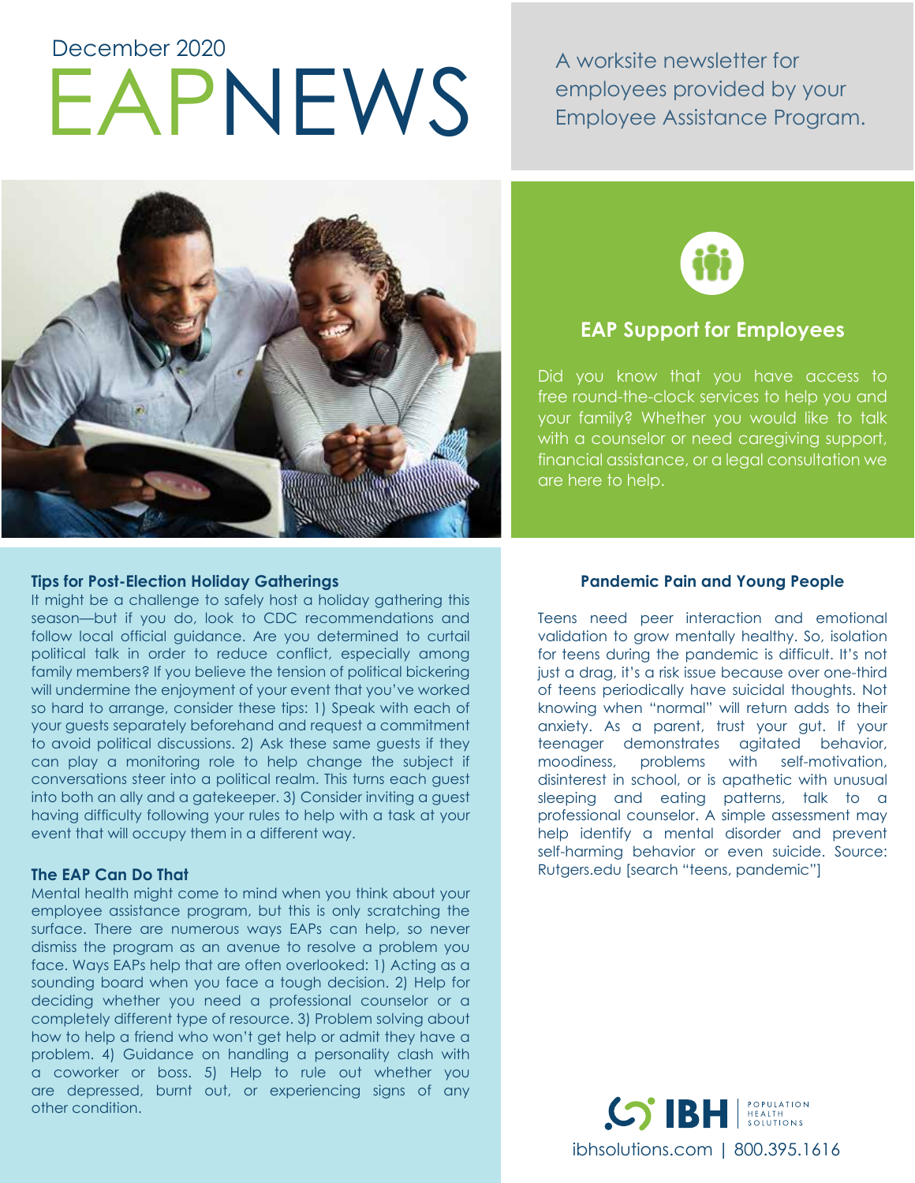December 2020

# EAPNEWS

A worksite newsletter for employees provided by your Employee Assistance Program.

## EAP Support for Employees

Did you know that you have access to free round-the-clock services to help you and your family? Whether you would like to talk with a counselor or need caregiving support, financial assistance, or a legal consultation we are here to help.

### Tips for Post-Election Holiday Gatherings

It might be a challenge to safely host a holiday gathering this season—but if you do, look to CDC recommendations and follow local official guidance. Are you determined to curtail political talk in order to reduce conflict, especially among family members? If you believe the tension of political bickering will undermine the enjoyment of your event that you've worked so hard to arrange, consider these tips: 1) Speak with each of your guests separately beforehand and request a commitment to avoid political discussions. 2) Ask these same guests if they can play a monitoring role to help change the subject if conversations steer into a political realm. This turns each guest into both an ally and a gatekeeper. 3) Consider inviting a guest having difficulty following your rules to help with a task at your event that will occupy them in a different way.

### The EAP Can Do That

Mental health might come to mind when you think about your employee assistance program, but this is only scratching the surface. There are numerous ways EAPs can help, so never dismiss the program as an avenue to resolve a problem you face. Ways EAPs help that are often overlooked: 1) Acting as a sounding board when you face a tough decision. 2) Help for deciding whether you need a professional counselor or a completely different type of resource. 3) Problem solving about how to help a friend who won't get help or admit they have a problem. 4) Guidance on handling a personality clash with a coworker or boss. 5) Help to rule out whether you are depressed, burnt out, or experiencing signs of any other condition.

### Pandemic Pain and Young People

Teens need peer interaction and emotional validation to grow mentally healthy. So, isolation for teens during the pandemic is difficult. It's not just a drag, it's a risk issue because over one-third of teens periodically have suicidal thoughts. Not knowing when "normal" will return adds to their anxiety. As a parent, trust your gut. If your teenager demonstrates agitated behavior, moodiness, problems with self-motivation, disinterest in school, or is apathetic with unusual sleeping and eating patterns, talk to a professional counselor. A simple assessment may help identify a mental disorder and prevent self-harming behavior or even suicide. Source: Rutgers.edu [search "teens, pandemic"]

IBH POPULATION HEALTH SOLUTIONS

ibhsolutions.com | 800.395.1616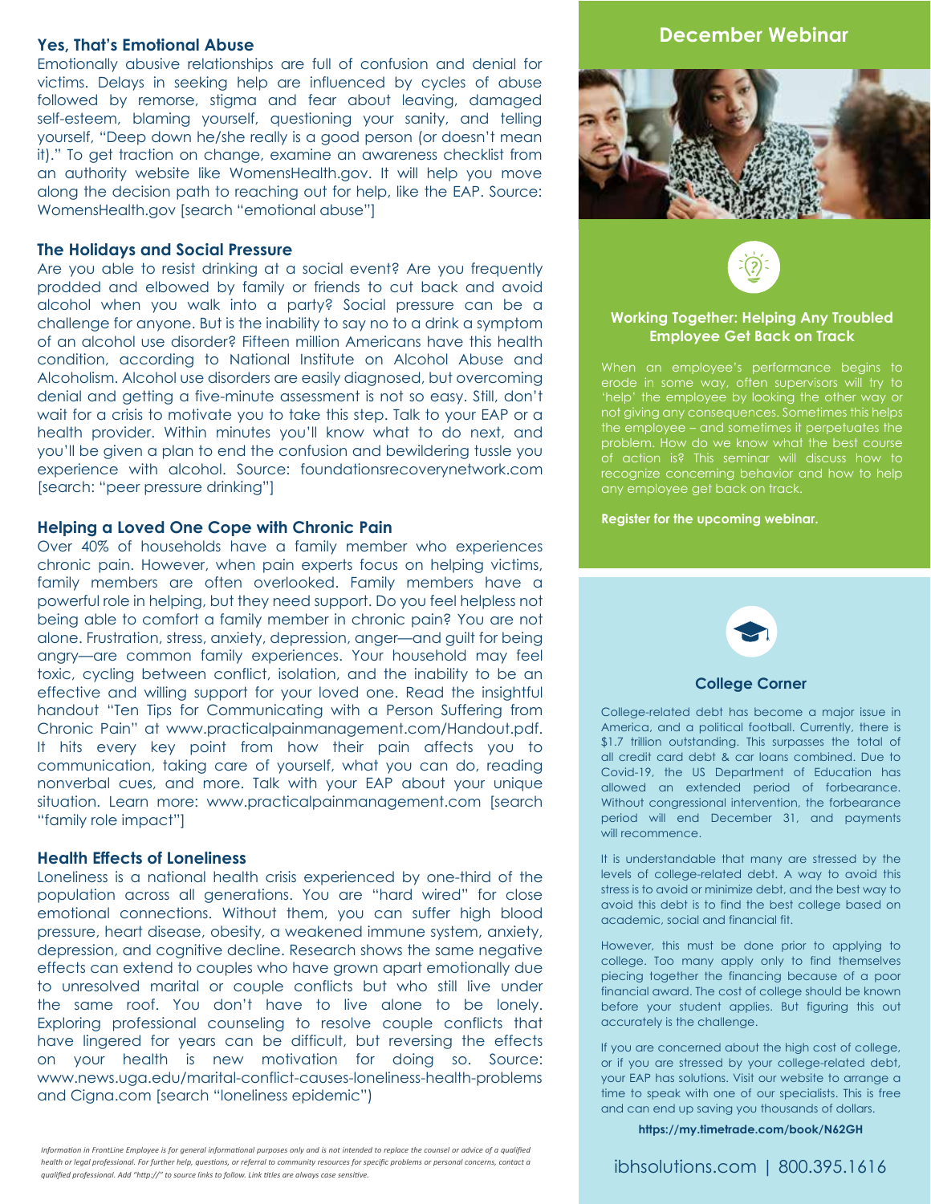### Yes, That's Emotional Abuse

Emotionally abusive relationships are full of confusion and denial for victims. Delays in seeking help are influenced by cycles of abuse followed by remorse, stigma and fear about leaving, damaged self-esteem, blaming yourself, questioning your sanity, and telling yourself, "Deep down he/she really is a good person (or doesn't mean it)." To get traction on change, examine an awareness checklist from an authority website like WomensHealth.gov. It will help you move along the decision path to reaching out for help, like the EAP. Source: WomensHealth.gov [search "emotional abuse"]

### The Holidays and Social Pressure

Are you able to resist drinking at a social event? Are you frequently prodded and elbowed by family or friends to cut back and avoid alcohol when you walk into a party? Social pressure can be a challenge for anyone. But is the inability to say no to a drink a symptom of an alcohol use disorder? Fifteen million Americans have this health condition, according to National Institute on Alcohol Abuse and Alcoholism. Alcohol use disorders are easily diagnosed, but overcoming denial and getting a five-minute assessment is not so easy. Still, don't wait for a crisis to motivate you to take this step. Talk to your EAP or a health provider. Within minutes you'll know what to do next, and you'll be given a plan to end the confusion and bewildering tussle you experience with alcohol. Source: foundationsrecoverynetwork.com [search: "peer pressure drinking"]

### Helping a Loved One Cope with Chronic Pain

Over 40% of households have a family member who experiences chronic pain. However, when pain experts focus on helping victims, family members are often overlooked. Family members have a powerful role in helping, but they need support. Do you feel helpless not being able to comfort a family member in chronic pain? You are not alone. Frustration, stress, anxiety, depression, anger—and guilt for being angry—are common family experiences. Your household may feel toxic, cycling between conflict, isolation, and the inability to be an effective and willing support for your loved one. Read the insightful handout "Ten Tips for Communicating with a Person Suffering from Chronic Pain" at www.practicalpainmanagement.com/Handout.pdf. It hits every key point from how their pain affects you to communication, taking care of yourself, what you can do, reading nonverbal cues, and more. Talk with your EAP about your unique situation. Learn more: www.practicalpainmanagement.com [search "family role impact"]

### Health Effects of Loneliness

Loneliness is a national health crisis experienced by one-third of the population across all generations. You are "hard wired" for close emotional connections. Without them, you can suffer high blood pressure, heart disease, obesity, a weakened immune system, anxiety, depression, and cognitive decline. Research shows the same negative effects can extend to couples who have grown apart emotionally due to unresolved marital or couple conflicts but who still live under the same roof. You don't have to live alone to be lonely. Exploring professional counseling to resolve couple conflicts that have lingered for years can be difficult, but reversing the effects on your health is new motivation for doing so. Source: www.news.uga.edu/marital-conflict-causes-loneliness-health-problems and Cigna.com [search "loneliness epidemic"]

*Information in FrontLine Employee is for general informational purposes only and is not intended to replace the counsel or advice of a qualified health or legal professional. For further help, questions, or referral to community resources for specific problems or personal concerns, contact a qualified professional. Add "http://" to source links to follow. Link titles are always case sensitive.*

## December Webinar

### Working Together: Helping Any Troubled Employee Get Back on Track

When an employee's performance begins to erode in some way, often supervisors will try to 'help' the employee by looking the other way or not giving any consequences. Sometimes this helps the employee – and sometimes it perpetuates the problem. How do we know what the best course of action is? This seminar will discuss how to recognize concerning behavior and how to help any employee get back on track.

**Register for the upcoming webinar.**

### College Corner

College-related debt has become a major issue in America, and a political football. Currently, there is $1.7 trillion outstanding. This surpasses the total of all credit card debt & car loans combined. Due to Covid-19, the US Department of Education has allowed an extended period of forbearance. Without congressional intervention, the forbearance period will end December 31, and payments will recommence.

It is understandable that many are stressed by the levels of college-related debt. A way to avoid this stress is to avoid or minimize debt, and the best way to avoid this debt is to find the best college based on academic, social and financial fit.

However, this must be done prior to applying to college. Too many apply only to find themselves piecing together the financing because of a poor financial award. The cost of college should be known before your student applies. But figuring this out accurately is the challenge.

If you are concerned about the high cost of college, or if you are stressed by your college-related debt, your EAP has solutions. Visit our website to arrange a time to speak with one of our specialists. This is free and can end up saving you thousands of dollars.

**https://my.timetrade.com/book/N62GH**

ibhsolutions.com | 800.395.1616